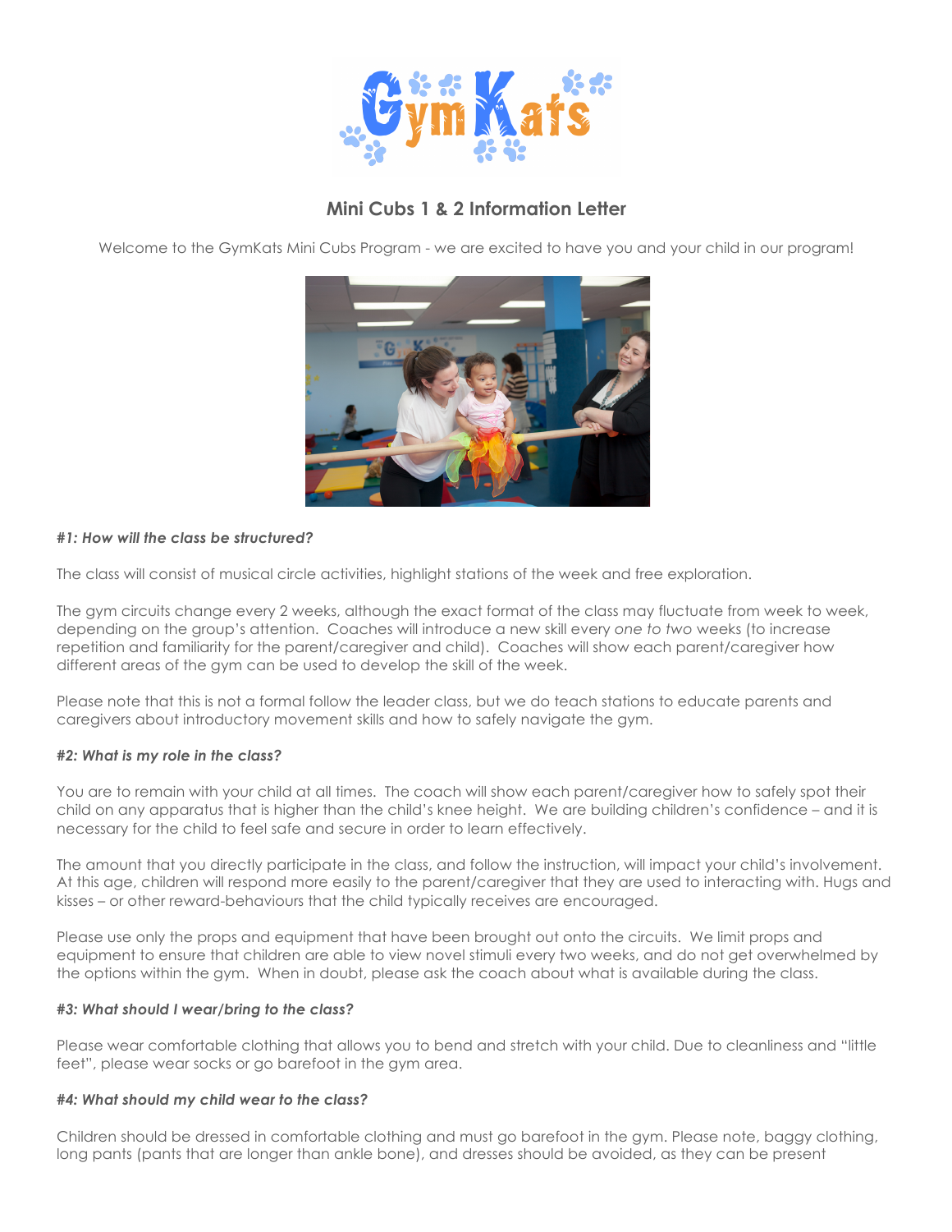## Mini Cubs 1 & 2 Information Letter

Welcome to the GymKats Mini Cubs Program - we are excited to have you and your child in our program!

***#1: How will the class be structured?***

The class will consist of musical circle activities, highlight stations of the week and free exploration.

The gym circuits change every 2 weeks, although the exact format of the class may fluctuate from week to week, depending on the group's attention. Coaches will introduce a new skill every *one to two* weeks (to increase repetition and familiarity for the parent/caregiver and child). Coaches will show each parent/caregiver how different areas of the gym can be used to develop the skill of the week.

Please note that this is not a formal follow the leader class, but we do teach stations to educate parents and caregivers about introductory movement skills and how to safely navigate the gym.

***#2: What is my role in the class?***

You are to remain with your child at all times. The coach will show each parent/caregiver how to safely spot their child on any apparatus that is higher than the child's knee height. We are building children's confidence – and it is necessary for the child to feel safe and secure in order to learn effectively.

The amount that you directly participate in the class, and follow the instruction, will impact your child's involvement. At this age, children will respond more easily to the parent/caregiver that they are used to interacting with. Hugs and kisses – or other reward-behaviours that the child typically receives are encouraged.

Please use only the props and equipment that have been brought out onto the circuits. We limit props and equipment to ensure that children are able to view novel stimuli every two weeks, and do not get overwhelmed by the options within the gym. When in doubt, please ask the coach about what is available during the class.

***#3: What should I wear/bring to the class?***

Please wear comfortable clothing that allows you to bend and stretch with your child. Due to cleanliness and "little feet", please wear socks or go barefoot in the gym area.

***#4: What should my child wear to the class?***

Children should be dressed in comfortable clothing and must go barefoot in the gym. Please note, baggy clothing, long pants (pants that are longer than ankle bone), and dresses should be avoided, as they can be present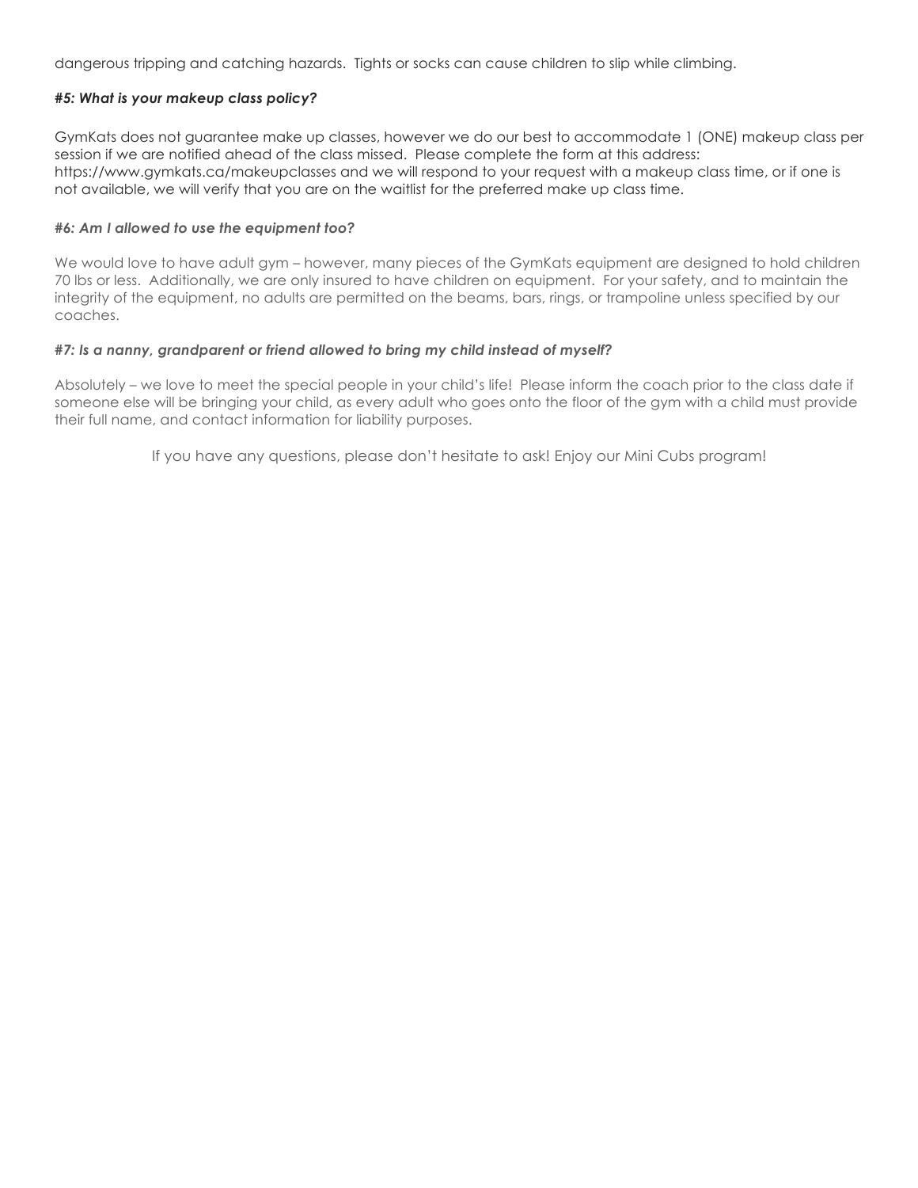dangerous tripping and catching hazards. Tights or socks can cause children to slip while climbing.

### *#5: What is your makeup class policy?*

GymKats does not guarantee make up classes, however we do our best to accommodate 1 (ONE) makeup class per session if we are notified ahead of the class missed. Please complete the form at this address: https://www.gymkats.ca/makeupclasses and we will respond to your request with a makeup class time, or if one is not available, we will verify that you are on the waitlist for the preferred make up class time.

### *#6: Am I allowed to use the equipment too?*

We would love to have adult gym – however, many pieces of the GymKats equipment are designed to hold children 70 lbs or less. Additionally, we are only insured to have children on equipment. For your safety, and to maintain the integrity of the equipment, no adults are permitted on the beams, bars, rings, or trampoline unless specified by our coaches.

### *#7: Is a nanny, grandparent or friend allowed to bring my child instead of myself?*

Absolutely – we love to meet the special people in your child's life! Please inform the coach prior to the class date if someone else will be bringing your child, as every adult who goes onto the floor of the gym with a child must provide their full name, and contact information for liability purposes.

If you have any questions, please don't hesitate to ask! Enjoy our Mini Cubs program!